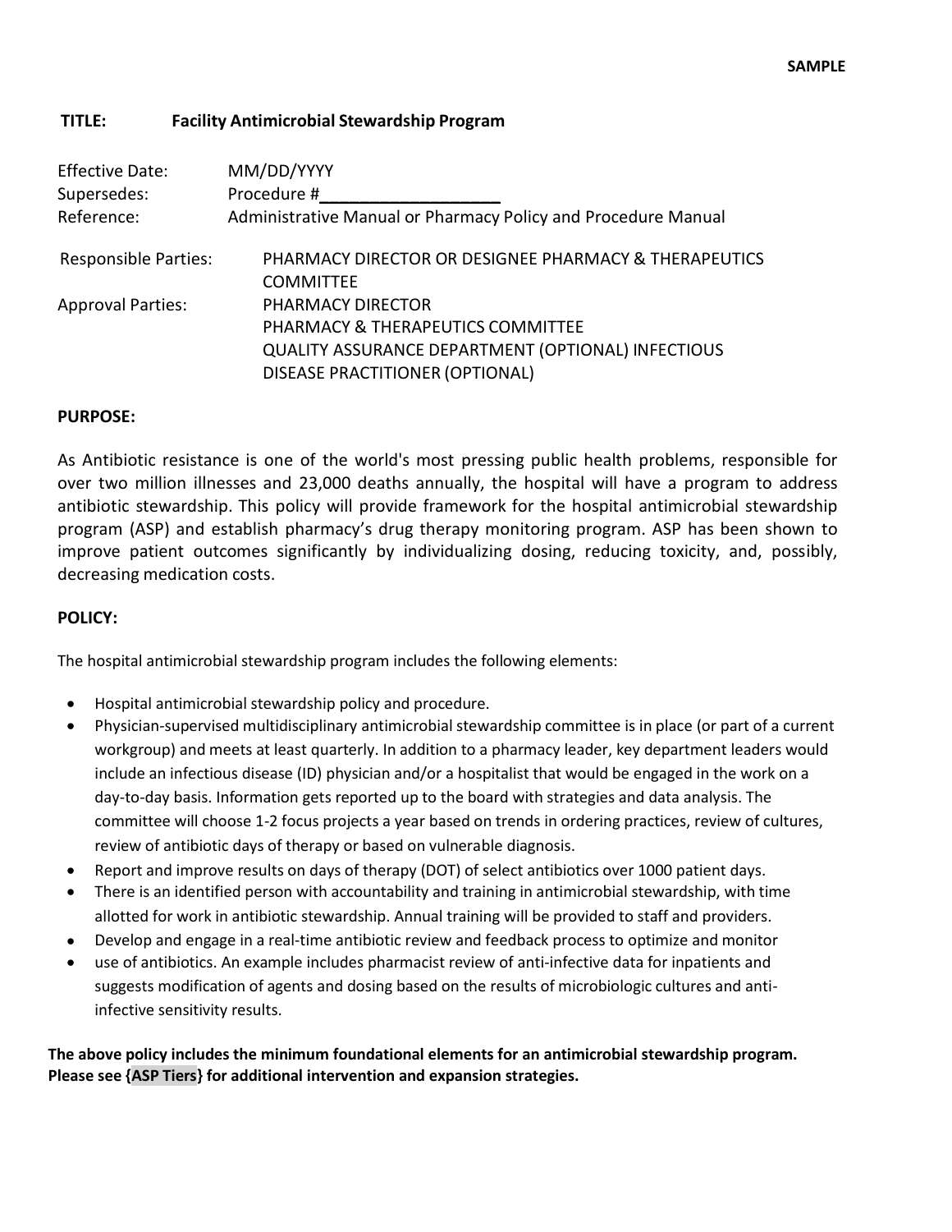**SAMPLE**

**TITLE: Facility Antimicrobial Stewardship Program**

Effective Date: MM/DD/YYYY

Supersedes: Procedure #___________________

Reference: Administrative Manual or Pharmacy Policy and Procedure Manual

Responsible Parties: PHARMACY DIRECTOR OR DESIGNEE PHARMACY & THERAPEUTICS COMMITTEE

Approval Parties: PHARMACY DIRECTOR
PHARMACY & THERAPEUTICS COMMITTEE
QUALITY ASSURANCE DEPARTMENT (OPTIONAL) INFECTIOUS DISEASE PRACTITIONER (OPTIONAL)

**PURPOSE:**

As Antibiotic resistance is one of the world's most pressing public health problems, responsible for over two million illnesses and 23,000 deaths annually, the hospital will have a program to address antibiotic stewardship. This policy will provide framework for the hospital antimicrobial stewardship program (ASP) and establish pharmacy's drug therapy monitoring program. ASP has been shown to improve patient outcomes significantly by individualizing dosing, reducing toxicity, and, possibly, decreasing medication costs.

**POLICY:**

The hospital antimicrobial stewardship program includes the following elements:

- Hospital antimicrobial stewardship policy and procedure.
- Physician-supervised multidisciplinary antimicrobial stewardship committee is in place (or part of a current workgroup) and meets at least quarterly. In addition to a pharmacy leader, key department leaders would include an infectious disease (ID) physician and/or a hospitalist that would be engaged in the work on a day-to-day basis. Information gets reported up to the board with strategies and data analysis. The committee will choose 1-2 focus projects a year based on trends in ordering practices, review of cultures, review of antibiotic days of therapy or based on vulnerable diagnosis.
- Report and improve results on days of therapy (DOT) of select antibiotics over 1000 patient days.
- There is an identified person with accountability and training in antimicrobial stewardship, with time allotted for work in antibiotic stewardship. Annual training will be provided to staff and providers.
- Develop and engage in a real-time antibiotic review and feedback process to optimize and monitor
- use of antibiotics. An example includes pharmacist review of anti-infective data for inpatients and suggests modification of agents and dosing based on the results of microbiologic cultures and anti-infective sensitivity results.

**The above policy includes the minimum foundational elements for an antimicrobial stewardship program. Please see {ASP Tiers} for additional intervention and expansion strategies.**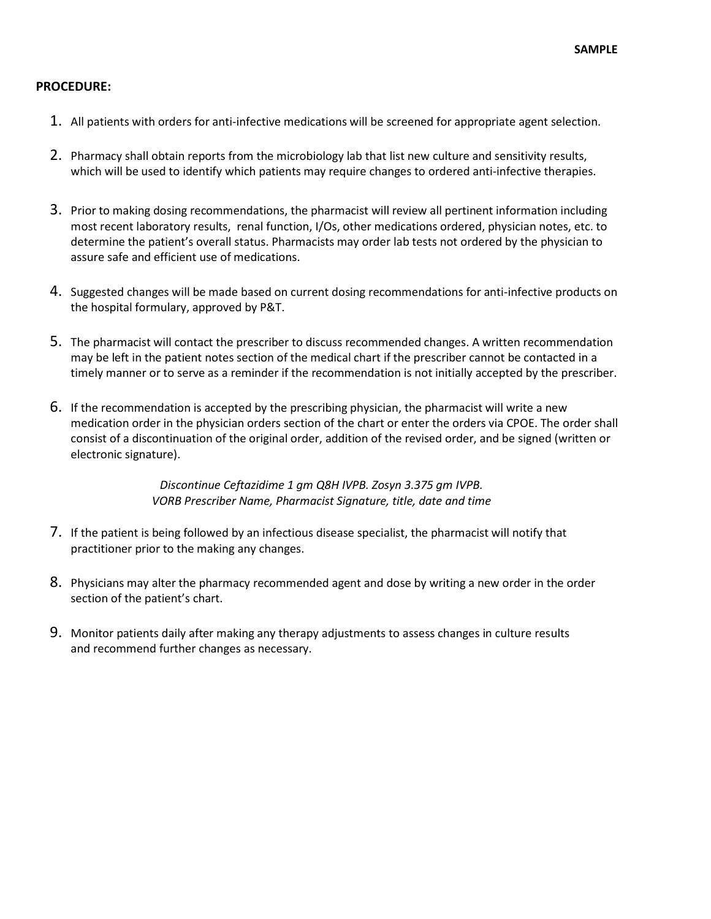SAMPLE

**PROCEDURE:**

1. All patients with orders for anti-infective medications will be screened for appropriate agent selection.

2. Pharmacy shall obtain reports from the microbiology lab that list new culture and sensitivity results, which will be used to identify which patients may require changes to ordered anti-infective therapies.

3. Prior to making dosing recommendations, the pharmacist will review all pertinent information including most recent laboratory results, renal function, I/Os, other medications ordered, physician notes, etc. to determine the patient's overall status. Pharmacists may order lab tests not ordered by the physician to assure safe and efficient use of medications.

4. Suggested changes will be made based on current dosing recommendations for anti-infective products on the hospital formulary, approved by P&T.

5. The pharmacist will contact the prescriber to discuss recommended changes. A written recommendation may be left in the patient notes section of the medical chart if the prescriber cannot be contacted in a timely manner or to serve as a reminder if the recommendation is not initially accepted by the prescriber.

6. If the recommendation is accepted by the prescribing physician, the pharmacist will write a new medication order in the physician orders section of the chart or enter the orders via CPOE. The order shall consist of a discontinuation of the original order, addition of the revised order, and be signed (written or electronic signature).

   *Discontinue Ceftazidime 1 gm Q8H IVPB. Zosyn 3.375 gm IVPB.*
   *VORB Prescriber Name, Pharmacist Signature, title, date and time*

7. If the patient is being followed by an infectious disease specialist, the pharmacist will notify that practitioner prior to the making any changes.

8. Physicians may alter the pharmacy recommended agent and dose by writing a new order in the order section of the patient's chart.

9. Monitor patients daily after making any therapy adjustments to assess changes in culture results and recommend further changes as necessary.